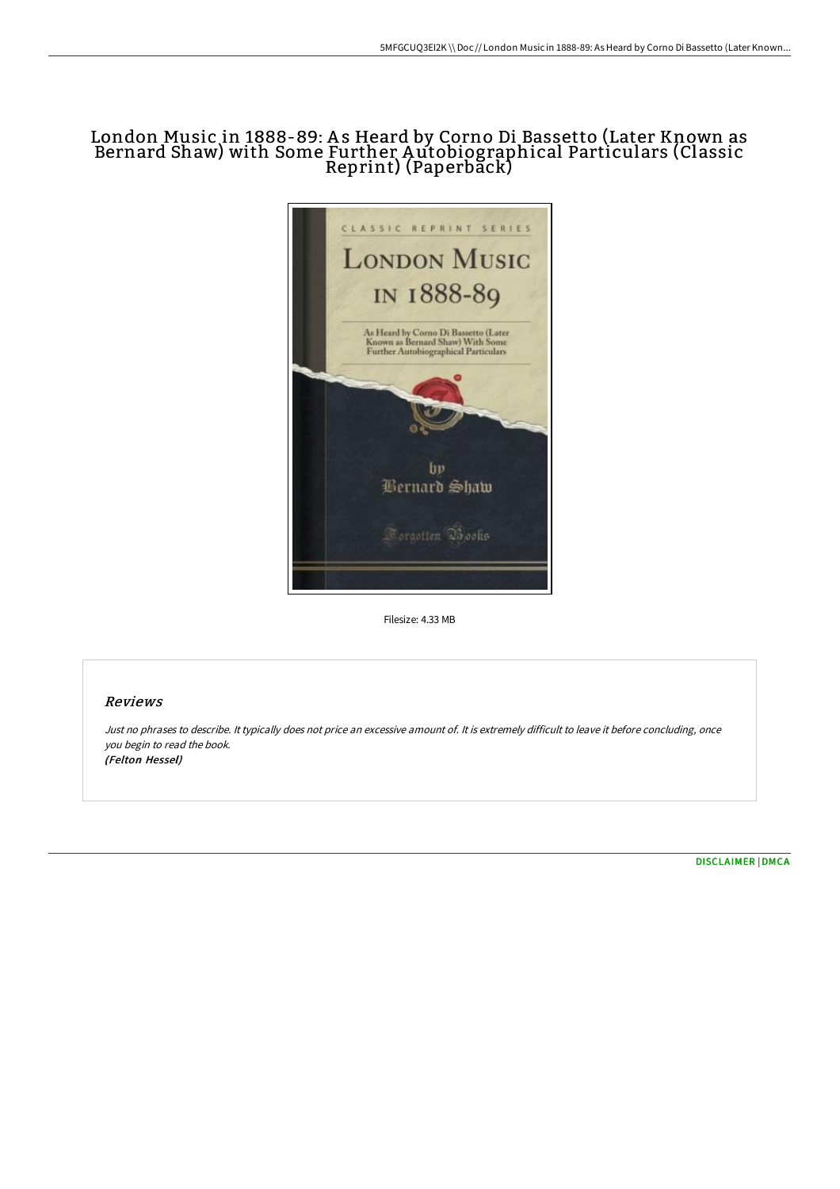# London Music in 1888-89: As Heard by Corno Di Bassetto (Later Known as Bernard Shaw) with Some Further Autobiographical Particulars (Classic Reprint) (Paperback)

Filesize: 4.33 MB

## Reviews

*Just no phrases to describe. It typically does not price an excessive amount of. It is extremely difficult to leave it before concluding, once you begin to read the book.*
*(Felton Hessel)*

DISCLAIMER | DMCA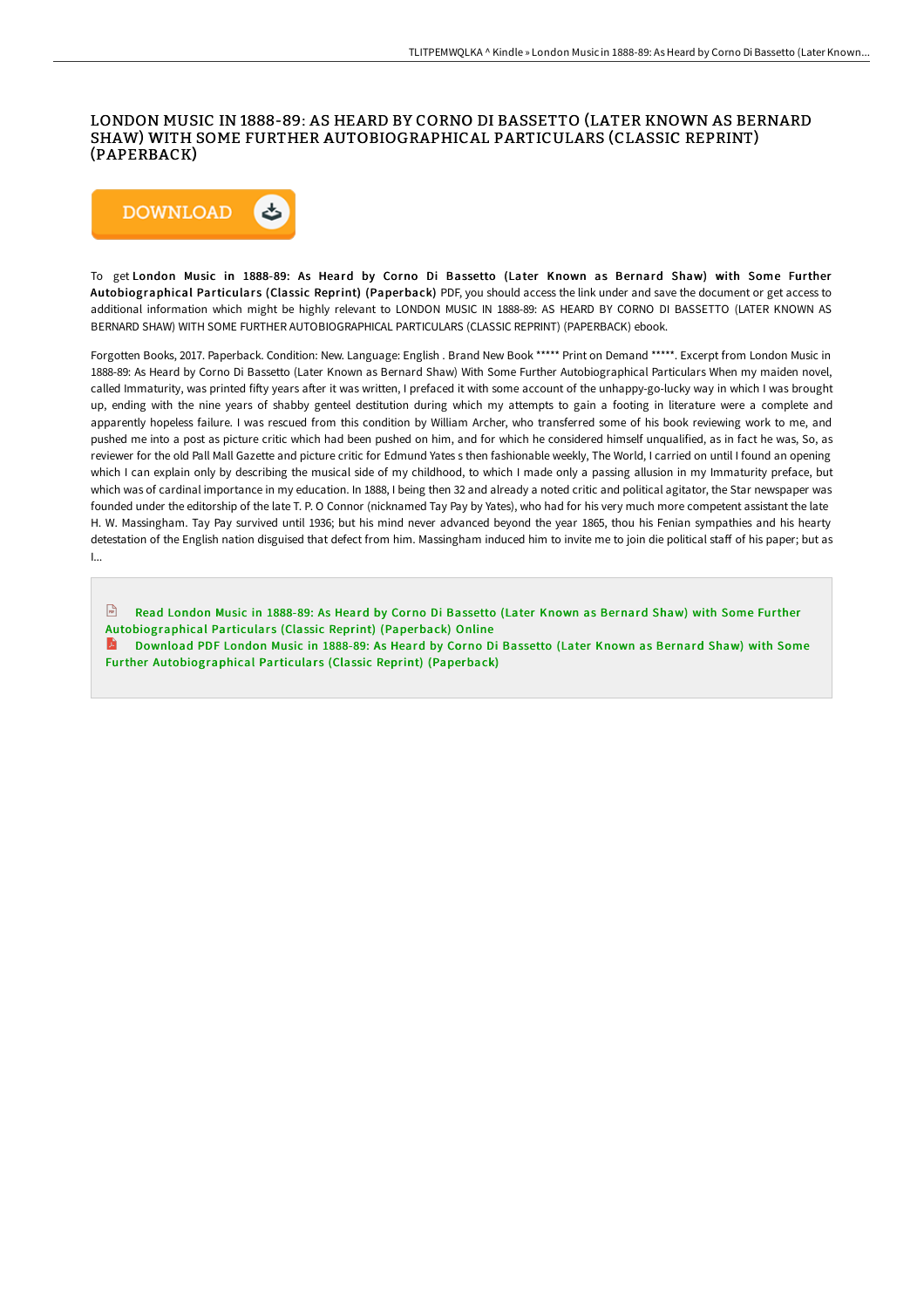# LONDON MUSIC IN 1888-89: AS HEARD BY CORNO DI BASSETTO (LATER KNOWN AS BERNARD SHAW) WITH SOME FURTHER AUTOBIOGRAPHICAL PARTICULARS (CLASSIC REPRINT) (PAPERBACK)

To get **London Music in 1888-89: As Heard by Corno Di Bassetto (Later Known as Bernard Shaw) with Some Further Autobiographical Particulars (Classic Reprint) (Paperback)** PDF, you should access the link under and save the document or get access to additional information which might be highly relevant to LONDON MUSIC IN 1888-89: AS HEARD BY CORNO DI BASSETTO (LATER KNOWN AS BERNARD SHAW) WITH SOME FURTHER AUTOBIOGRAPHICAL PARTICULARS (CLASSIC REPRINT) (PAPERBACK) ebook.

Forgotten Books, 2017. Paperback. Condition: New. Language: English . Brand New Book ***** Print on Demand *****. Excerpt from London Music in 1888-89: As Heard by Corno Di Bassetto (Later Known as Bernard Shaw) With Some Further Autobiographical Particulars When my maiden novel, called Immaturity, was printed fifty years after it was written, I prefaced it with some account of the unhappy-go-lucky way in which I was brought up, ending with the nine years of shabby genteel destitution during which my attempts to gain a footing in literature were a complete and apparently hopeless failure. I was rescued from this condition by William Archer, who transferred some of his book reviewing work to me, and pushed me into a post as picture critic which had been pushed on him, and for which he considered himself unqualified, as in fact he was, So, as reviewer for the old Pall Mall Gazette and picture critic for Edmund Yates s then fashionable weekly, The World, I carried on until I found an opening which I can explain only by describing the musical side of my childhood, to which I made only a passing allusion in my Immaturity preface, but which was of cardinal importance in my education. In 1888, I being then 32 and already a noted critic and political agitator, the Star newspaper was founded under the editorship of the late T. P. O Connor (nicknamed Tay Pay by Yates), who had for his very much more competent assistant the late H. W. Massingham. Tay Pay survived until 1936; but his mind never advanced beyond the year 1865, thou his Fenian sympathies and his hearty detestation of the English nation disguised that defect from him. Massingham induced him to invite me to join die political staff of his paper; but as I...

Read London Music in 1888-89: As Heard by Corno Di Bassetto (Later Known as Bernard Shaw) with Some Further Autobiographical Particulars (Classic Reprint) (Paperback) Online

Download PDF London Music in 1888-89: As Heard by Corno Di Bassetto (Later Known as Bernard Shaw) with Some Further Autobiographical Particulars (Classic Reprint) (Paperback)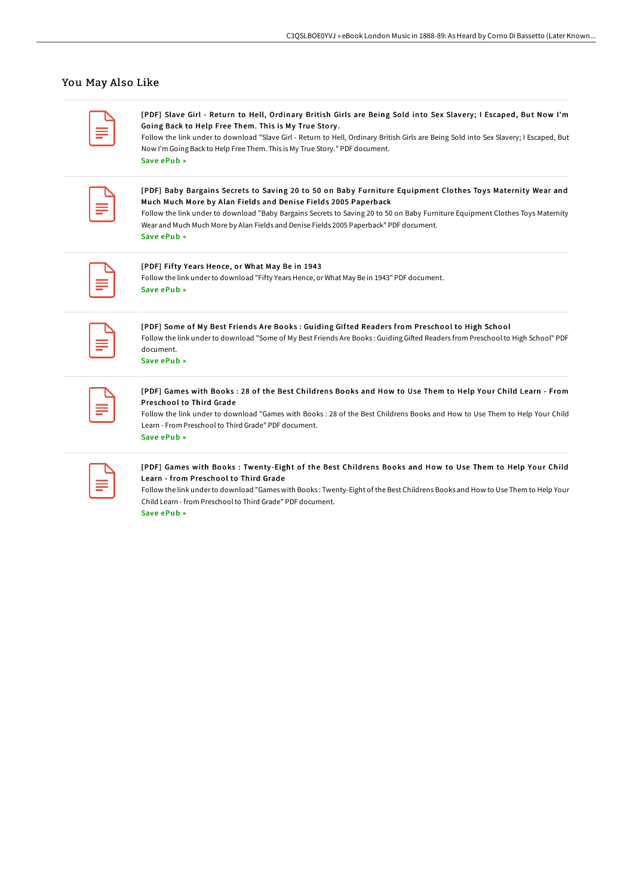## You May Also Like

**[PDF] Slave Girl - Return to Hell, Ordinary British Girls are Being Sold into Sex Slavery; I Escaped, But Now I'm Going Back to Help Free Them. This is My True Story.**

Follow the link under to download "Slave Girl - Return to Hell, Ordinary British Girls are Being Sold into Sex Slavery; I Escaped, But Now I'm Going Back to Help Free Them. This is My True Story." PDF document.

Save ePub »

**[PDF] Baby Bargains Secrets to Saving 20 to 50 on Baby Furniture Equipment Clothes Toys Maternity Wear and Much Much More by Alan Fields and Denise Fields 2005 Paperback**

Follow the link under to download "Baby Bargains Secrets to Saving 20 to 50 on Baby Furniture Equipment Clothes Toys Maternity Wear and Much Much More by Alan Fields and Denise Fields 2005 Paperback" PDF document.

Save ePub »

**[PDF] Fifty Years Hence, or What May Be in 1943**

Follow the link under to download "Fifty Years Hence, or What May Be in 1943" PDF document.

Save ePub »

**[PDF] Some of My Best Friends Are Books : Guiding Gifted Readers from Preschool to High School**

Follow the link under to download "Some of My Best Friends Are Books : Guiding Gifted Readers from Preschool to High School" PDF document.

Save ePub »

**[PDF] Games with Books : 28 of the Best Childrens Books and How to Use Them to Help Your Child Learn - From Preschool to Third Grade**

Follow the link under to download "Games with Books : 28 of the Best Childrens Books and How to Use Them to Help Your Child Learn - From Preschool to Third Grade" PDF document.

Save ePub »

**[PDF] Games with Books : Twenty-Eight of the Best Childrens Books and How to Use Them to Help Your Child Learn - from Preschool to Third Grade**

Follow the link under to download "Games with Books : Twenty-Eight of the Best Childrens Books and How to Use Them to Help Your Child Learn - from Preschool to Third Grade" PDF document.

Save ePub »